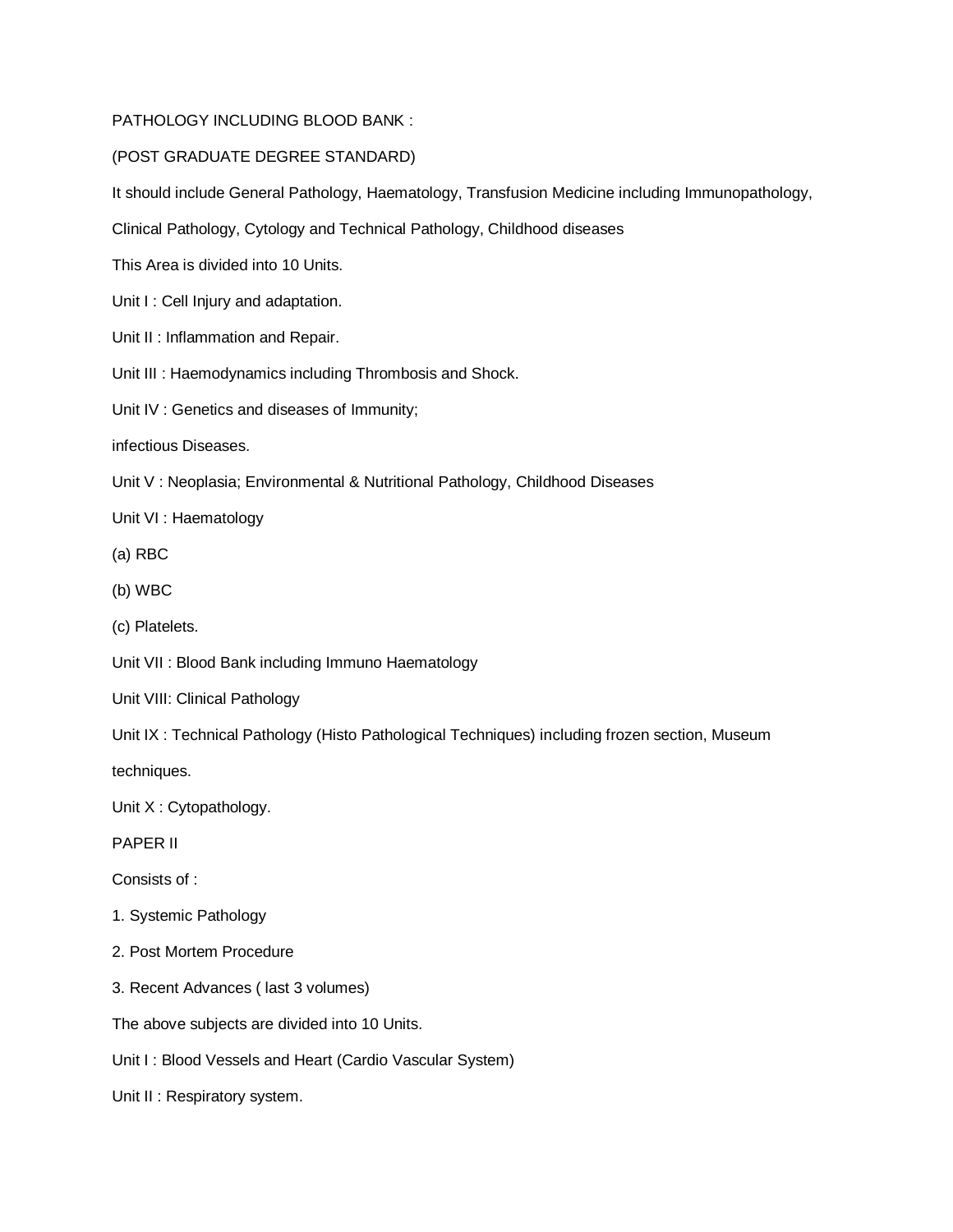PATHOLOGY INCLUDING BLOOD BANK :

(POST GRADUATE DEGREE STANDARD)

It should include General Pathology, Haematology, Transfusion Medicine including Immunopathology, Clinical Pathology, Cytology and Technical Pathology, Childhood diseases

This Area is divided into 10 Units.

Unit I : Cell Injury and adaptation.

Unit II : Inflammation and Repair.

Unit III : Haemodynamics including Thrombosis and Shock.

Unit IV : Genetics and diseases of Immunity;

infectious Diseases.

Unit V : Neoplasia; Environmental & Nutritional Pathology, Childhood Diseases

Unit VI : Haematology

(a) RBC

(b) WBC

(c) Platelets.

Unit VII : Blood Bank including Immuno Haematology

Unit VIII: Clinical Pathology

Unit IX : Technical Pathology (Histo Pathological Techniques) including frozen section, Museum techniques.

Unit X : Cytopathology.

PAPER II

Consists of :

1. Systemic Pathology
2. Post Mortem Procedure
3. Recent Advances ( last 3 volumes)

The above subjects are divided into 10 Units.

Unit I : Blood Vessels and Heart (Cardio Vascular System)

Unit II : Respiratory system.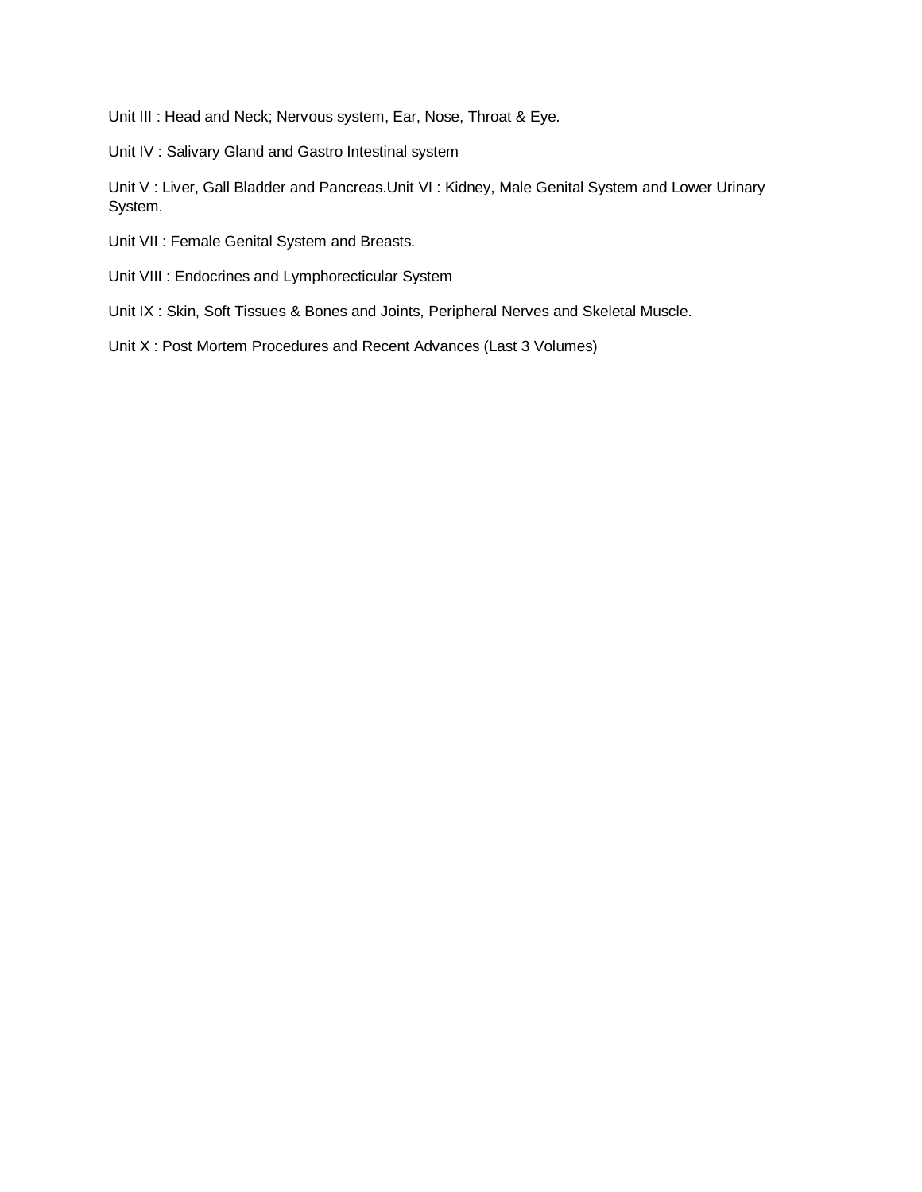Unit III : Head and Neck; Nervous system, Ear, Nose, Throat & Eye.

Unit IV : Salivary Gland and Gastro Intestinal system

Unit V : Liver, Gall Bladder and Pancreas.Unit VI : Kidney, Male Genital System and Lower Urinary System.

Unit VII : Female Genital System and Breasts.

Unit VIII : Endocrines and Lymphorecticular System

Unit IX : Skin, Soft Tissues & Bones and Joints, Peripheral Nerves and Skeletal Muscle.

Unit X : Post Mortem Procedures and Recent Advances (Last 3 Volumes)